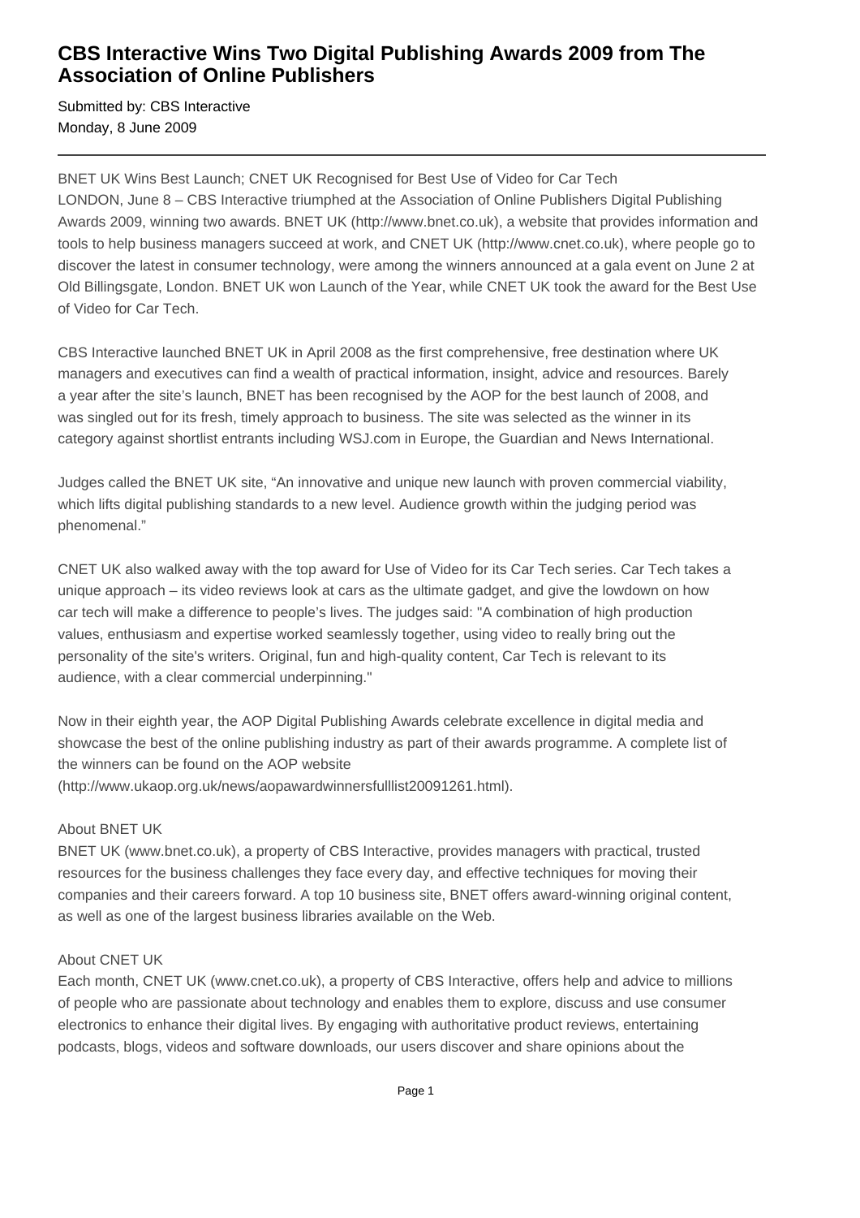# CBS Interactive Wins Two Digital Publishing Awards 2009 from The Association of Online Publishers

Submitted by: CBS Interactive
Monday, 8 June 2009

---

BNET UK Wins Best Launch; CNET UK Recognised for Best Use of Video for Car Tech
LONDON, June 8 – CBS Interactive triumphed at the Association of Online Publishers Digital Publishing Awards 2009, winning two awards. BNET UK (http://www.bnet.co.uk), a website that provides information and tools to help business managers succeed at work, and CNET UK (http://www.cnet.co.uk), where people go to discover the latest in consumer technology, were among the winners announced at a gala event on June 2 at Old Billingsgate, London. BNET UK won Launch of the Year, while CNET UK took the award for the Best Use of Video for Car Tech.

CBS Interactive launched BNET UK in April 2008 as the first comprehensive, free destination where UK managers and executives can find a wealth of practical information, insight, advice and resources. Barely a year after the site's launch, BNET has been recognised by the AOP for the best launch of 2008, and was singled out for its fresh, timely approach to business. The site was selected as the winner in its category against shortlist entrants including WSJ.com in Europe, the Guardian and News International.

Judges called the BNET UK site, "An innovative and unique new launch with proven commercial viability, which lifts digital publishing standards to a new level. Audience growth within the judging period was phenomenal."

CNET UK also walked away with the top award for Use of Video for its Car Tech series. Car Tech takes a unique approach – its video reviews look at cars as the ultimate gadget, and give the lowdown on how car tech will make a difference to people's lives. The judges said: "A combination of high production values, enthusiasm and expertise worked seamlessly together, using video to really bring out the personality of the site's writers. Original, fun and high-quality content, Car Tech is relevant to its audience, with a clear commercial underpinning."

Now in their eighth year, the AOP Digital Publishing Awards celebrate excellence in digital media and showcase the best of the online publishing industry as part of their awards programme. A complete list of the winners can be found on the AOP website (http://www.ukaop.org.uk/news/aopawardwinnersfulllist20091261.html).

About BNET UK
BNET UK (www.bnet.co.uk), a property of CBS Interactive, provides managers with practical, trusted resources for the business challenges they face every day, and effective techniques for moving their companies and their careers forward. A top 10 business site, BNET offers award-winning original content, as well as one of the largest business libraries available on the Web.

About CNET UK
Each month, CNET UK (www.cnet.co.uk), a property of CBS Interactive, offers help and advice to millions of people who are passionate about technology and enables them to explore, discuss and use consumer electronics to enhance their digital lives. By engaging with authoritative product reviews, entertaining podcasts, blogs, videos and software downloads, our users discover and share opinions about the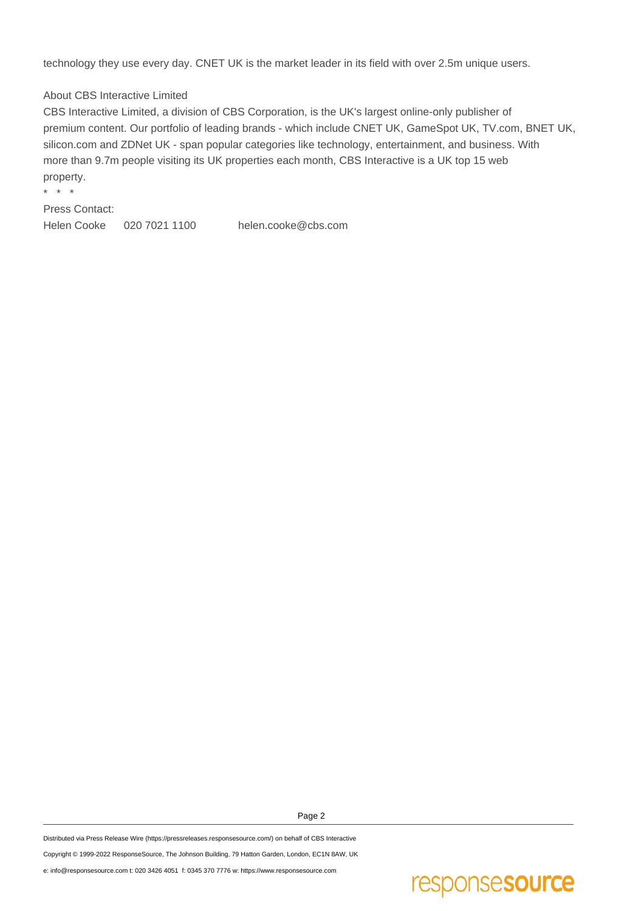technology they use every day. CNET UK is the market leader in its field with over 2.5m unique users.

About CBS Interactive Limited

CBS Interactive Limited, a division of CBS Corporation, is the UK's largest online-only publisher of premium content. Our portfolio of leading brands - which include CNET UK, GameSpot UK, TV.com, BNET UK, silicon.com and ZDNet UK - span popular categories like technology, entertainment, and business. With more than 9.7m people visiting its UK properties each month, CBS Interactive is a UK top 15 web property.

\* \* \*

Press Contact:

Helen Cooke     020 7021 1100     helen.cooke@cbs.com

Distributed via Press Release Wire (https://pressreleases.responsesource.com/) on behalf of CBS Interactive

Copyright © 1999-2022 ResponseSource, The Johnson Building, 79 Hatton Garden, London, EC1N 8AW, UK

e: info@responsesource.com t: 020 3426 4051 f: 0345 370 7776 w: https://www.responsesource.com

responsesource